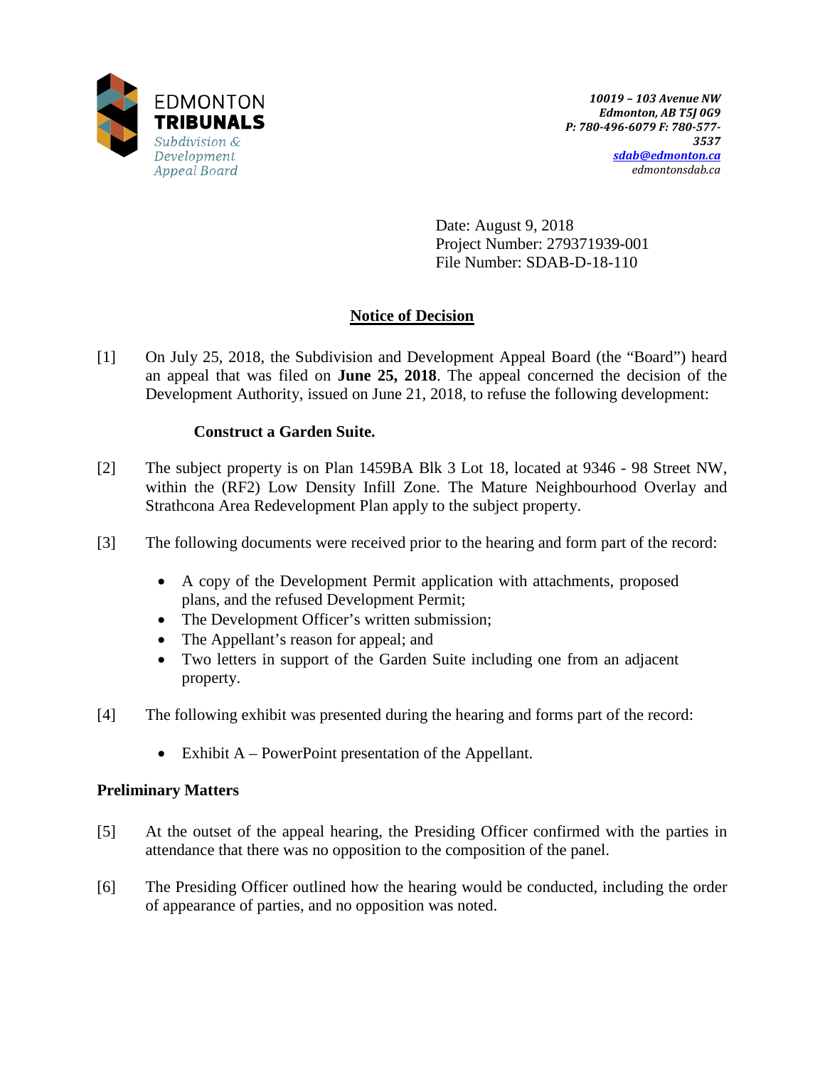EDMONTON
**TRIBUNALS**
*Subdivision & Development Appeal Board*

***10019 – 103 Avenue NW***
***Edmonton, AB T5J 0G9***
***P: 780-496-6079 F: 780-577-3537***
***sdab@edmonton.ca***
*edmontonsdab.ca*

Date: August 9, 2018
Project Number: 279371939-001
File Number: SDAB-D-18-110

## Notice of Decision

[1] On July 25, 2018, the Subdivision and Development Appeal Board (the "Board") heard an appeal that was filed on **June 25, 2018**. The appeal concerned the decision of the Development Authority, issued on June 21, 2018, to refuse the following development:

**Construct a Garden Suite.**

[2] The subject property is on Plan 1459BA Blk 3 Lot 18, located at 9346 - 98 Street NW, within the (RF2) Low Density Infill Zone. The Mature Neighbourhood Overlay and Strathcona Area Redevelopment Plan apply to the subject property.

[3] The following documents were received prior to the hearing and form part of the record:

- A copy of the Development Permit application with attachments, proposed plans, and the refused Development Permit;
- The Development Officer's written submission;
- The Appellant's reason for appeal; and
- Two letters in support of the Garden Suite including one from an adjacent property.

[4] The following exhibit was presented during the hearing and forms part of the record:

- Exhibit A – PowerPoint presentation of the Appellant.

### Preliminary Matters

[5] At the outset of the appeal hearing, the Presiding Officer confirmed with the parties in attendance that there was no opposition to the composition of the panel.

[6] The Presiding Officer outlined how the hearing would be conducted, including the order of appearance of parties, and no opposition was noted.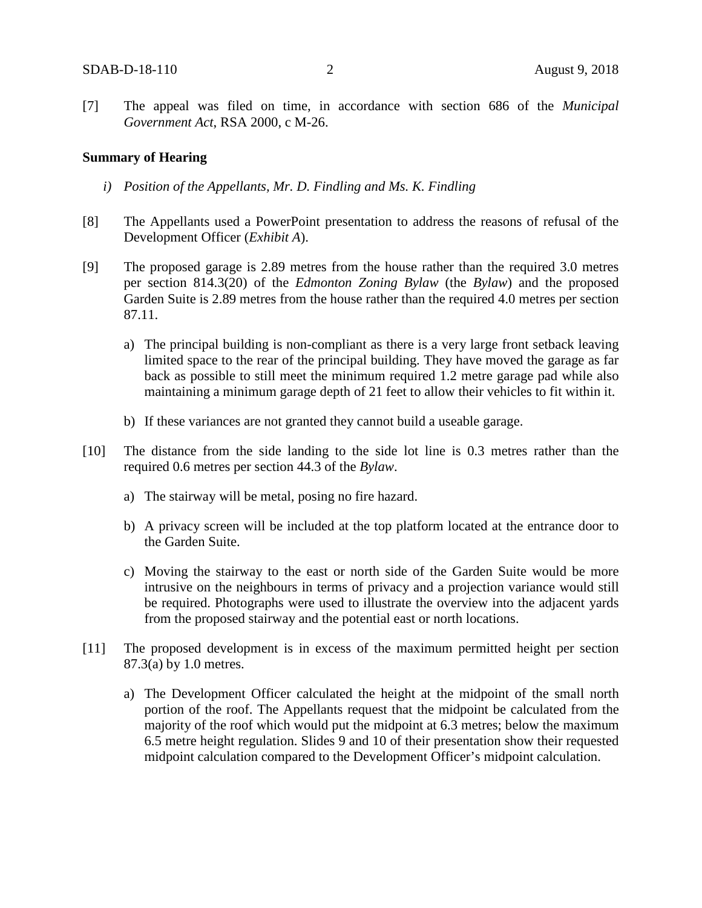[7] The appeal was filed on time, in accordance with section 686 of the *Municipal Government Act*, RSA 2000, c M-26.

**Summary of Hearing**

*i) Position of the Appellants, Mr. D. Findling and Ms. K. Findling*

[8] The Appellants used a PowerPoint presentation to address the reasons of refusal of the Development Officer (*Exhibit A*).

[9] The proposed garage is 2.89 metres from the house rather than the required 3.0 metres per section 814.3(20) of the *Edmonton Zoning Bylaw* (the *Bylaw*) and the proposed Garden Suite is 2.89 metres from the house rather than the required 4.0 metres per section 87.11.

a) The principal building is non-compliant as there is a very large front setback leaving limited space to the rear of the principal building. They have moved the garage as far back as possible to still meet the minimum required 1.2 metre garage pad while also maintaining a minimum garage depth of 21 feet to allow their vehicles to fit within it.

b) If these variances are not granted they cannot build a useable garage.

[10] The distance from the side landing to the side lot line is 0.3 metres rather than the required 0.6 metres per section 44.3 of the *Bylaw*.

a) The stairway will be metal, posing no fire hazard.

b) A privacy screen will be included at the top platform located at the entrance door to the Garden Suite.

c) Moving the stairway to the east or north side of the Garden Suite would be more intrusive on the neighbours in terms of privacy and a projection variance would still be required. Photographs were used to illustrate the overview into the adjacent yards from the proposed stairway and the potential east or north locations.

[11] The proposed development is in excess of the maximum permitted height per section 87.3(a) by 1.0 metres.

a) The Development Officer calculated the height at the midpoint of the small north portion of the roof. The Appellants request that the midpoint be calculated from the majority of the roof which would put the midpoint at 6.3 metres; below the maximum 6.5 metre height regulation. Slides 9 and 10 of their presentation show their requested midpoint calculation compared to the Development Officer's midpoint calculation.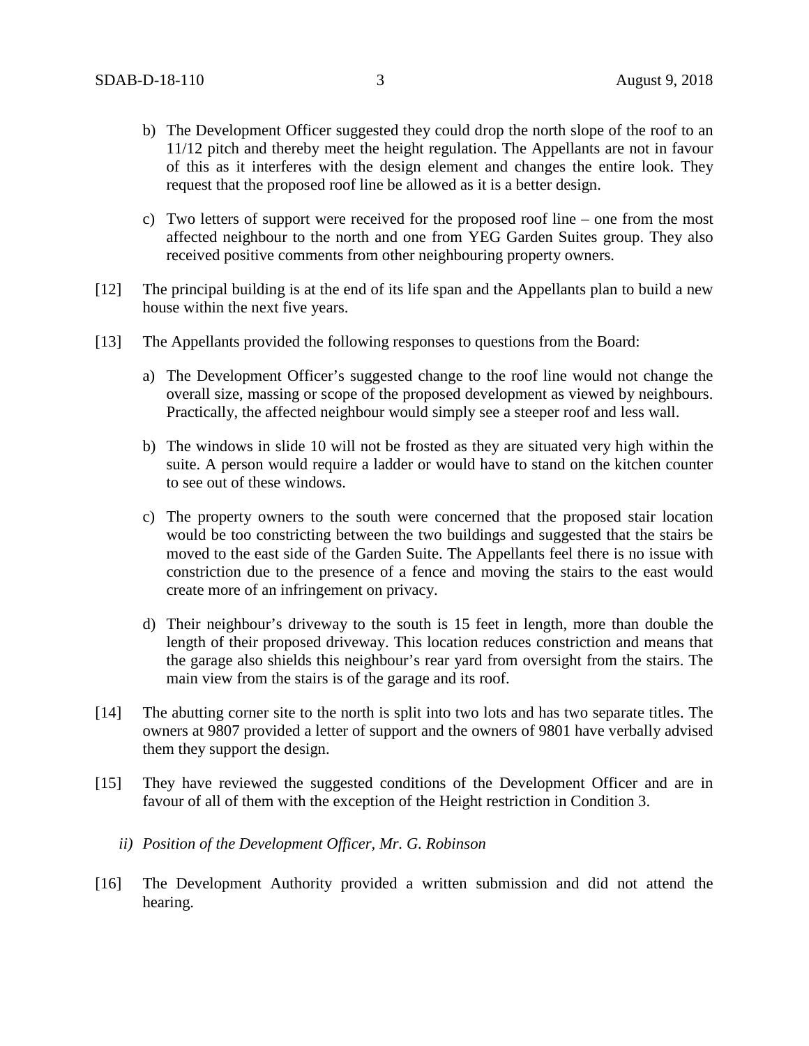b) The Development Officer suggested they could drop the north slope of the roof to an 11/12 pitch and thereby meet the height regulation. The Appellants are not in favour of this as it interferes with the design element and changes the entire look. They request that the proposed roof line be allowed as it is a better design.

c) Two letters of support were received for the proposed roof line – one from the most affected neighbour to the north and one from YEG Garden Suites group. They also received positive comments from other neighbouring property owners.

[12] The principal building is at the end of its life span and the Appellants plan to build a new house within the next five years.

[13] The Appellants provided the following responses to questions from the Board:

a) The Development Officer's suggested change to the roof line would not change the overall size, massing or scope of the proposed development as viewed by neighbours. Practically, the affected neighbour would simply see a steeper roof and less wall.

b) The windows in slide 10 will not be frosted as they are situated very high within the suite. A person would require a ladder or would have to stand on the kitchen counter to see out of these windows.

c) The property owners to the south were concerned that the proposed stair location would be too constricting between the two buildings and suggested that the stairs be moved to the east side of the Garden Suite. The Appellants feel there is no issue with constriction due to the presence of a fence and moving the stairs to the east would create more of an infringement on privacy.

d) Their neighbour's driveway to the south is 15 feet in length, more than double the length of their proposed driveway. This location reduces constriction and means that the garage also shields this neighbour's rear yard from oversight from the stairs. The main view from the stairs is of the garage and its roof.

[14] The abutting corner site to the north is split into two lots and has two separate titles. The owners at 9807 provided a letter of support and the owners of 9801 have verbally advised them they support the design.

[15] They have reviewed the suggested conditions of the Development Officer and are in favour of all of them with the exception of the Height restriction in Condition 3.

*ii) Position of the Development Officer, Mr. G. Robinson*

[16] The Development Authority provided a written submission and did not attend the hearing.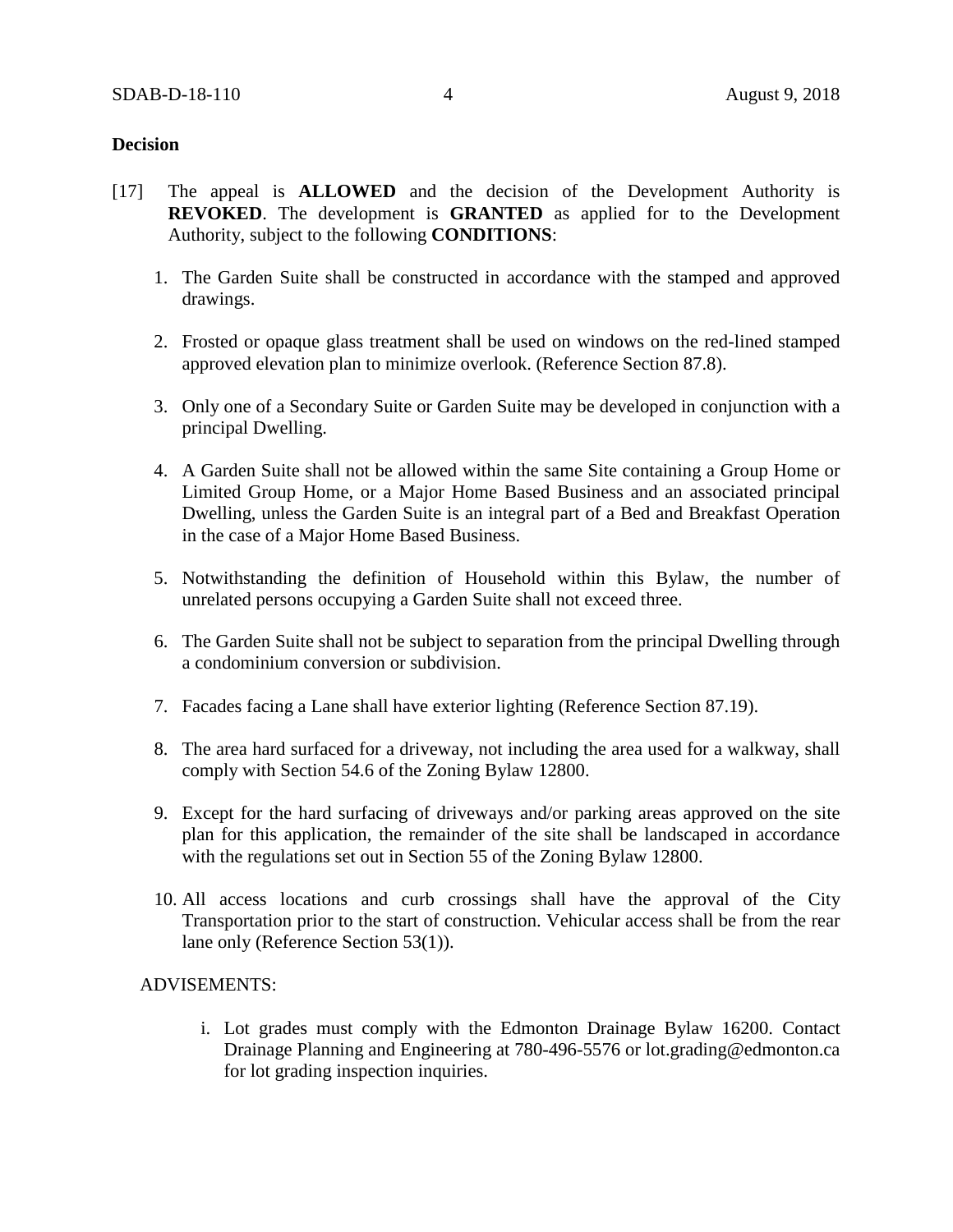**Decision**

[17] The appeal is **ALLOWED** and the decision of the Development Authority is **REVOKED**. The development is **GRANTED** as applied for to the Development Authority, subject to the following **CONDITIONS**:

1. The Garden Suite shall be constructed in accordance with the stamped and approved drawings.

2. Frosted or opaque glass treatment shall be used on windows on the red-lined stamped approved elevation plan to minimize overlook. (Reference Section 87.8).

3. Only one of a Secondary Suite or Garden Suite may be developed in conjunction with a principal Dwelling.

4. A Garden Suite shall not be allowed within the same Site containing a Group Home or Limited Group Home, or a Major Home Based Business and an associated principal Dwelling, unless the Garden Suite is an integral part of a Bed and Breakfast Operation in the case of a Major Home Based Business.

5. Notwithstanding the definition of Household within this Bylaw, the number of unrelated persons occupying a Garden Suite shall not exceed three.

6. The Garden Suite shall not be subject to separation from the principal Dwelling through a condominium conversion or subdivision.

7. Facades facing a Lane shall have exterior lighting (Reference Section 87.19).

8. The area hard surfaced for a driveway, not including the area used for a walkway, shall comply with Section 54.6 of the Zoning Bylaw 12800.

9. Except for the hard surfacing of driveways and/or parking areas approved on the site plan for this application, the remainder of the site shall be landscaped in accordance with the regulations set out in Section 55 of the Zoning Bylaw 12800.

10. All access locations and curb crossings shall have the approval of the City Transportation prior to the start of construction. Vehicular access shall be from the rear lane only (Reference Section 53(1)).

ADVISEMENTS:

i. Lot grades must comply with the Edmonton Drainage Bylaw 16200. Contact Drainage Planning and Engineering at 780-496-5576 or lot.grading@edmonton.ca for lot grading inspection inquiries.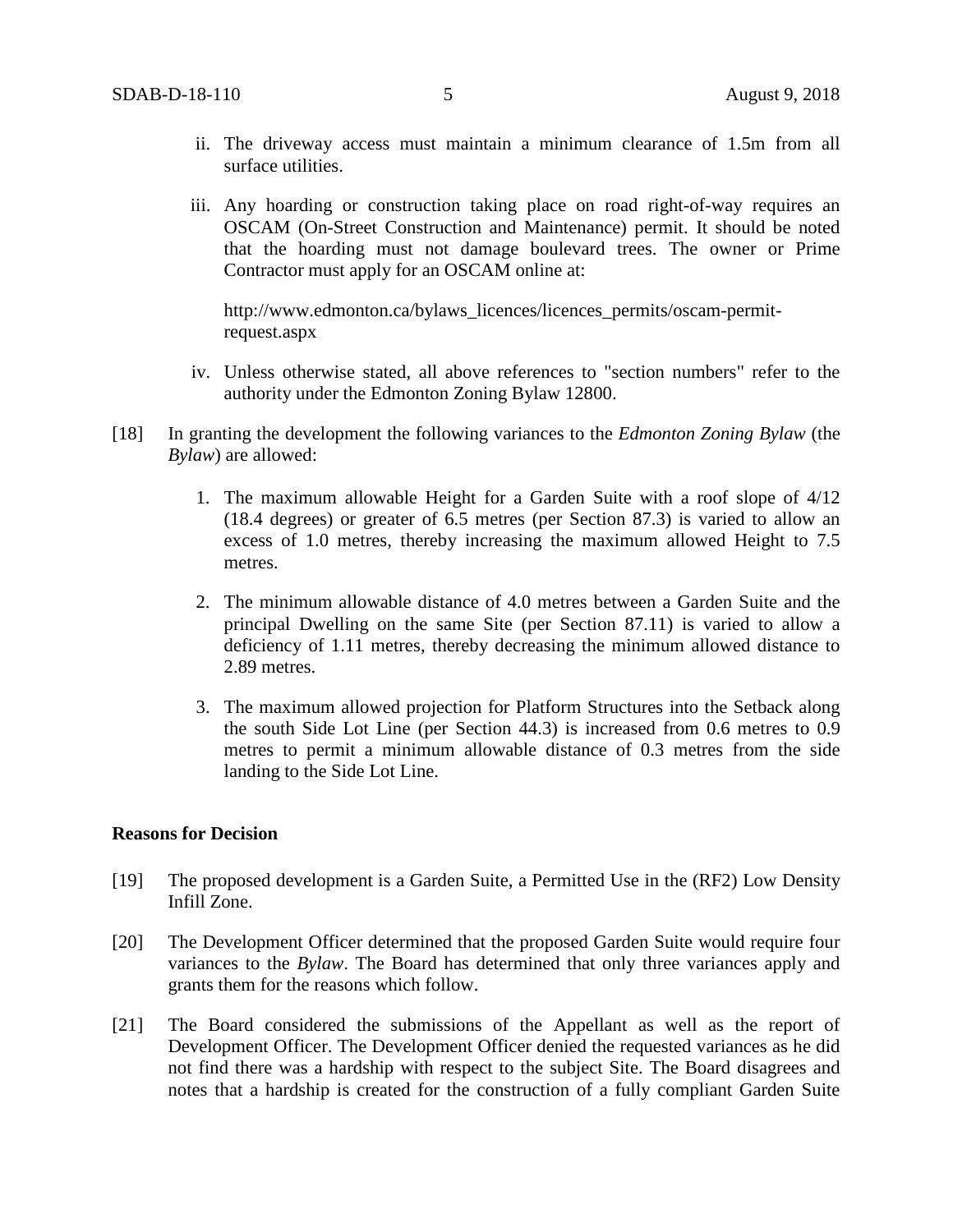ii. The driveway access must maintain a minimum clearance of 1.5m from all surface utilities.

iii. Any hoarding or construction taking place on road right-of-way requires an OSCAM (On-Street Construction and Maintenance) permit. It should be noted that the hoarding must not damage boulevard trees. The owner or Prime Contractor must apply for an OSCAM online at:

http://www.edmonton.ca/bylaws_licences/licences_permits/oscam-permit-request.aspx

iv. Unless otherwise stated, all above references to "section numbers" refer to the authority under the Edmonton Zoning Bylaw 12800.

[18] In granting the development the following variances to the *Edmonton Zoning Bylaw* (the *Bylaw*) are allowed:

1. The maximum allowable Height for a Garden Suite with a roof slope of 4/12 (18.4 degrees) or greater of 6.5 metres (per Section 87.3) is varied to allow an excess of 1.0 metres, thereby increasing the maximum allowed Height to 7.5 metres.

2. The minimum allowable distance of 4.0 metres between a Garden Suite and the principal Dwelling on the same Site (per Section 87.11) is varied to allow a deficiency of 1.11 metres, thereby decreasing the minimum allowed distance to 2.89 metres.

3. The maximum allowed projection for Platform Structures into the Setback along the south Side Lot Line (per Section 44.3) is increased from 0.6 metres to 0.9 metres to permit a minimum allowable distance of 0.3 metres from the side landing to the Side Lot Line.

**Reasons for Decision**

[19] The proposed development is a Garden Suite, a Permitted Use in the (RF2) Low Density Infill Zone.

[20] The Development Officer determined that the proposed Garden Suite would require four variances to the *Bylaw*. The Board has determined that only three variances apply and grants them for the reasons which follow.

[21] The Board considered the submissions of the Appellant as well as the report of Development Officer. The Development Officer denied the requested variances as he did not find there was a hardship with respect to the subject Site. The Board disagrees and notes that a hardship is created for the construction of a fully compliant Garden Suite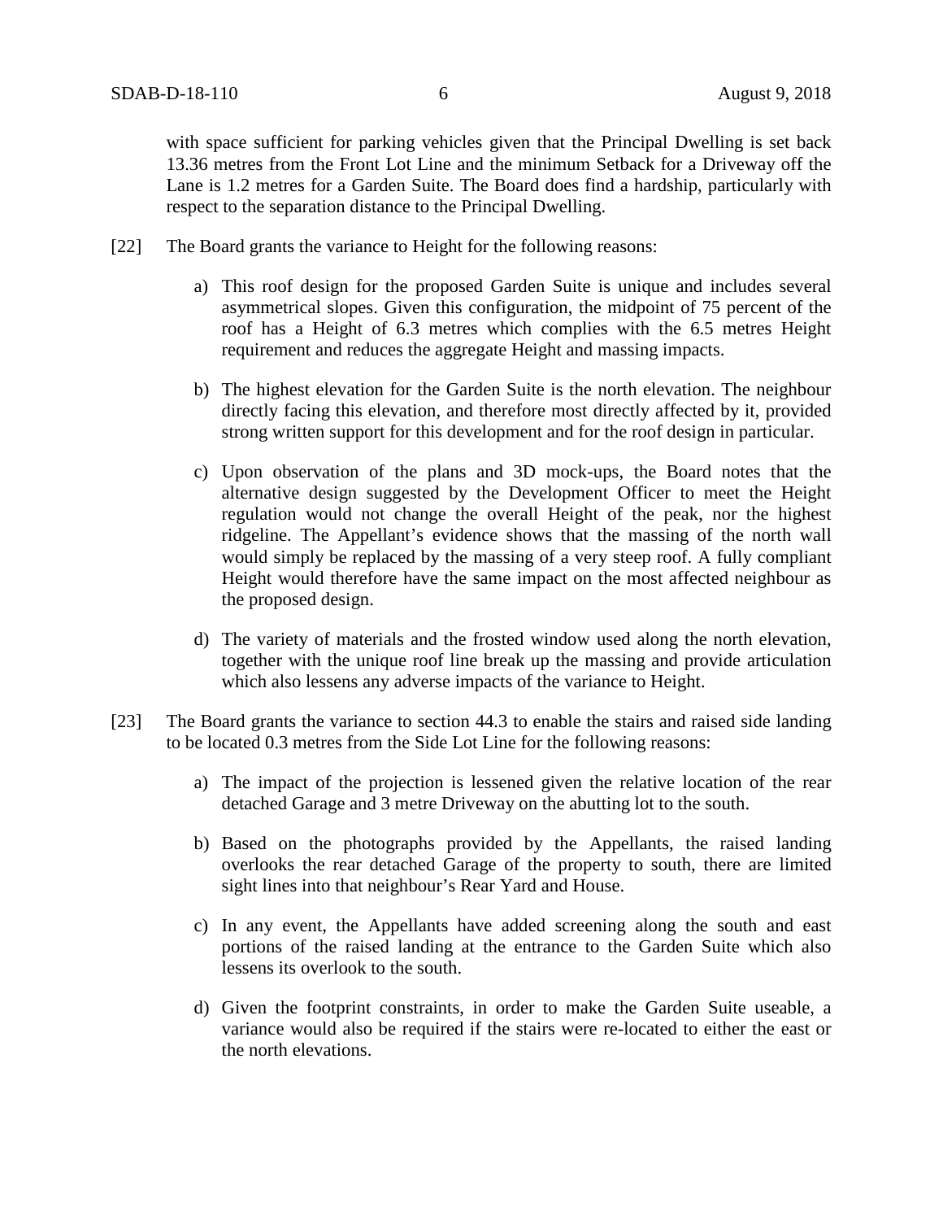with space sufficient for parking vehicles given that the Principal Dwelling is set back 13.36 metres from the Front Lot Line and the minimum Setback for a Driveway off the Lane is 1.2 metres for a Garden Suite. The Board does find a hardship, particularly with respect to the separation distance to the Principal Dwelling.

[22] The Board grants the variance to Height for the following reasons:

a) This roof design for the proposed Garden Suite is unique and includes several asymmetrical slopes. Given this configuration, the midpoint of 75 percent of the roof has a Height of 6.3 metres which complies with the 6.5 metres Height requirement and reduces the aggregate Height and massing impacts.

b) The highest elevation for the Garden Suite is the north elevation. The neighbour directly facing this elevation, and therefore most directly affected by it, provided strong written support for this development and for the roof design in particular.

c) Upon observation of the plans and 3D mock-ups, the Board notes that the alternative design suggested by the Development Officer to meet the Height regulation would not change the overall Height of the peak, nor the highest ridgeline. The Appellant's evidence shows that the massing of the north wall would simply be replaced by the massing of a very steep roof. A fully compliant Height would therefore have the same impact on the most affected neighbour as the proposed design.

d) The variety of materials and the frosted window used along the north elevation, together with the unique roof line break up the massing and provide articulation which also lessens any adverse impacts of the variance to Height.

[23] The Board grants the variance to section 44.3 to enable the stairs and raised side landing to be located 0.3 metres from the Side Lot Line for the following reasons:

a) The impact of the projection is lessened given the relative location of the rear detached Garage and 3 metre Driveway on the abutting lot to the south.

b) Based on the photographs provided by the Appellants, the raised landing overlooks the rear detached Garage of the property to south, there are limited sight lines into that neighbour's Rear Yard and House.

c) In any event, the Appellants have added screening along the south and east portions of the raised landing at the entrance to the Garden Suite which also lessens its overlook to the south.

d) Given the footprint constraints, in order to make the Garden Suite useable, a variance would also be required if the stairs were re-located to either the east or the north elevations.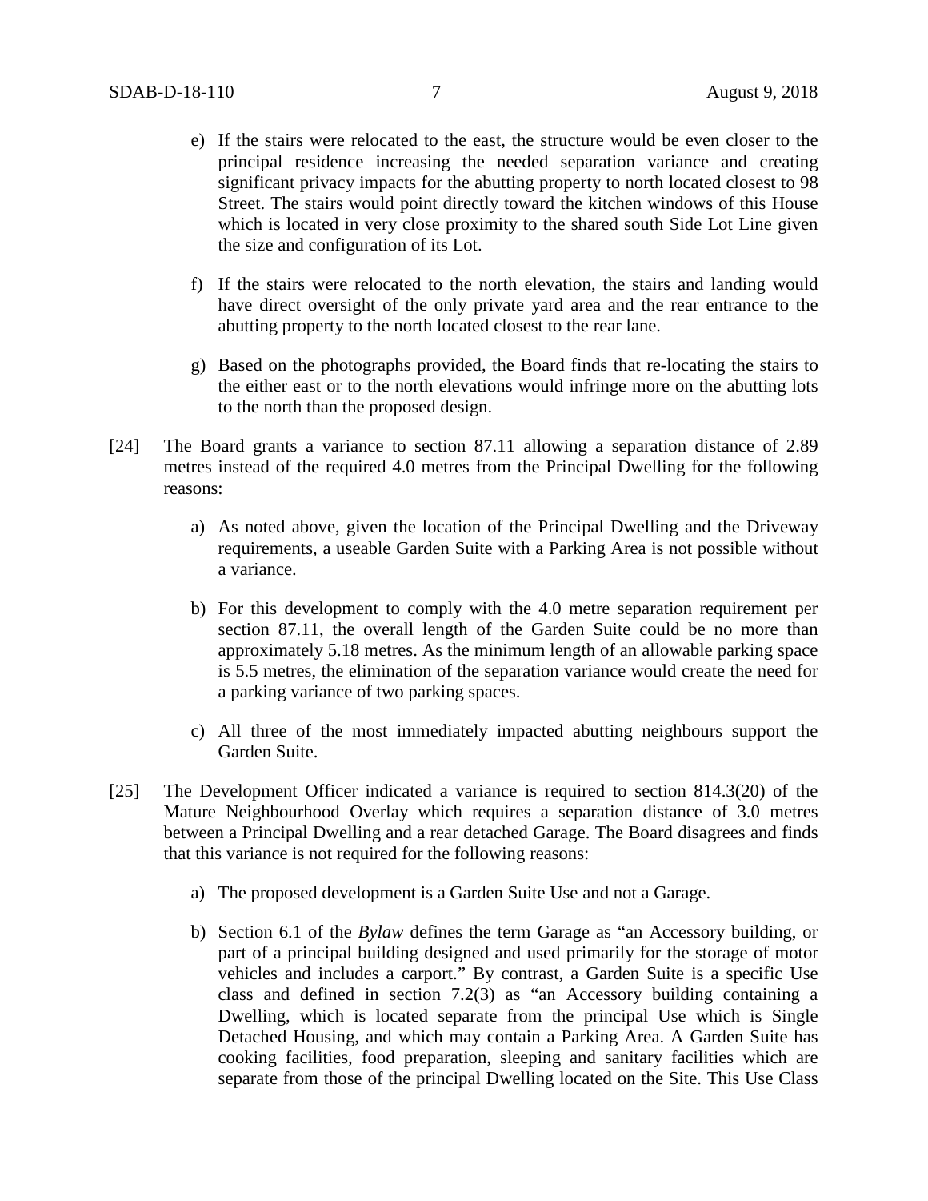e) If the stairs were relocated to the east, the structure would be even closer to the principal residence increasing the needed separation variance and creating significant privacy impacts for the abutting property to north located closest to 98 Street. The stairs would point directly toward the kitchen windows of this House which is located in very close proximity to the shared south Side Lot Line given the size and configuration of its Lot.

f) If the stairs were relocated to the north elevation, the stairs and landing would have direct oversight of the only private yard area and the rear entrance to the abutting property to the north located closest to the rear lane.

g) Based on the photographs provided, the Board finds that re-locating the stairs to the either east or to the north elevations would infringe more on the abutting lots to the north than the proposed design.

[24] The Board grants a variance to section 87.11 allowing a separation distance of 2.89 metres instead of the required 4.0 metres from the Principal Dwelling for the following reasons:

a) As noted above, given the location of the Principal Dwelling and the Driveway requirements, a useable Garden Suite with a Parking Area is not possible without a variance.

b) For this development to comply with the 4.0 metre separation requirement per section 87.11, the overall length of the Garden Suite could be no more than approximately 5.18 metres. As the minimum length of an allowable parking space is 5.5 metres, the elimination of the separation variance would create the need for a parking variance of two parking spaces.

c) All three of the most immediately impacted abutting neighbours support the Garden Suite.

[25] The Development Officer indicated a variance is required to section 814.3(20) of the Mature Neighbourhood Overlay which requires a separation distance of 3.0 metres between a Principal Dwelling and a rear detached Garage. The Board disagrees and finds that this variance is not required for the following reasons:

a) The proposed development is a Garden Suite Use and not a Garage.

b) Section 6.1 of the *Bylaw* defines the term Garage as "an Accessory building, or part of a principal building designed and used primarily for the storage of motor vehicles and includes a carport." By contrast, a Garden Suite is a specific Use class and defined in section 7.2(3) as "an Accessory building containing a Dwelling, which is located separate from the principal Use which is Single Detached Housing, and which may contain a Parking Area. A Garden Suite has cooking facilities, food preparation, sleeping and sanitary facilities which are separate from those of the principal Dwelling located on the Site. This Use Class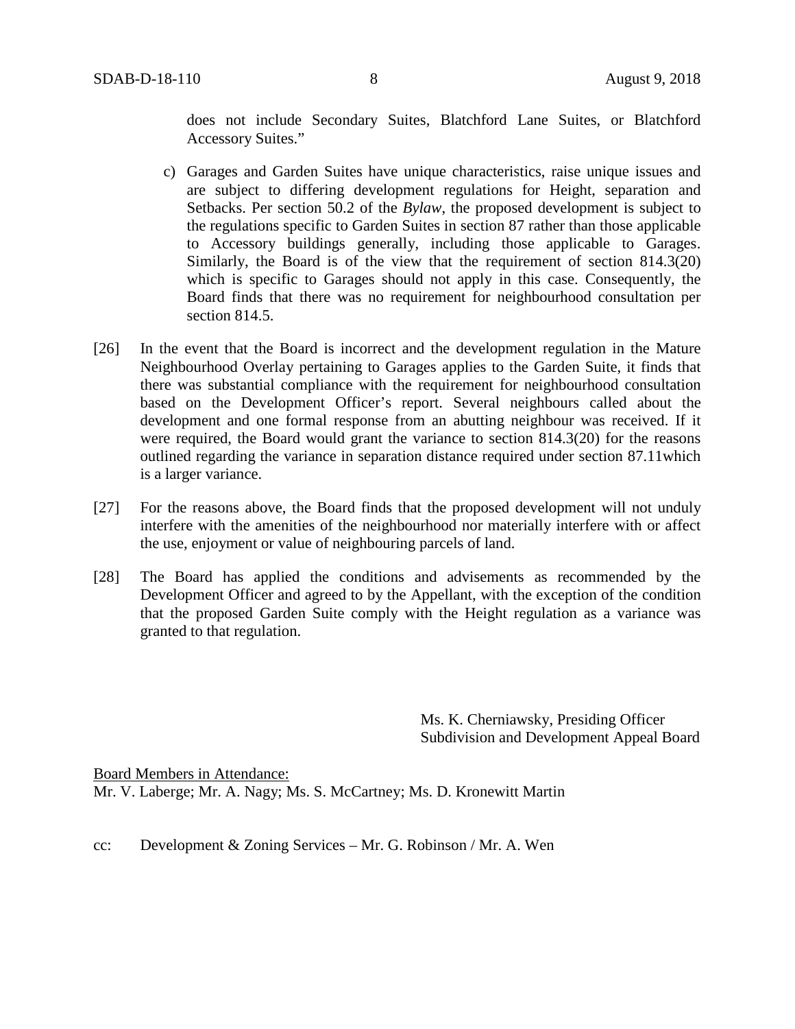does not include Secondary Suites, Blatchford Lane Suites, or Blatchford Accessory Suites."

c) Garages and Garden Suites have unique characteristics, raise unique issues and are subject to differing development regulations for Height, separation and Setbacks. Per section 50.2 of the *Bylaw*, the proposed development is subject to the regulations specific to Garden Suites in section 87 rather than those applicable to Accessory buildings generally, including those applicable to Garages. Similarly, the Board is of the view that the requirement of section 814.3(20) which is specific to Garages should not apply in this case. Consequently, the Board finds that there was no requirement for neighbourhood consultation per section 814.5.

[26] In the event that the Board is incorrect and the development regulation in the Mature Neighbourhood Overlay pertaining to Garages applies to the Garden Suite, it finds that there was substantial compliance with the requirement for neighbourhood consultation based on the Development Officer's report. Several neighbours called about the development and one formal response from an abutting neighbour was received. If it were required, the Board would grant the variance to section 814.3(20) for the reasons outlined regarding the variance in separation distance required under section 87.11which is a larger variance.

[27] For the reasons above, the Board finds that the proposed development will not unduly interfere with the amenities of the neighbourhood nor materially interfere with or affect the use, enjoyment or value of neighbouring parcels of land.

[28] The Board has applied the conditions and advisements as recommended by the Development Officer and agreed to by the Appellant, with the exception of the condition that the proposed Garden Suite comply with the Height regulation as a variance was granted to that regulation.

Ms. K. Cherniawsky, Presiding Officer
Subdivision and Development Appeal Board

Board Members in Attendance:
Mr. V. Laberge; Mr. A. Nagy; Ms. S. McCartney; Ms. D. Kronewitt Martin

cc: Development & Zoning Services – Mr. G. Robinson / Mr. A. Wen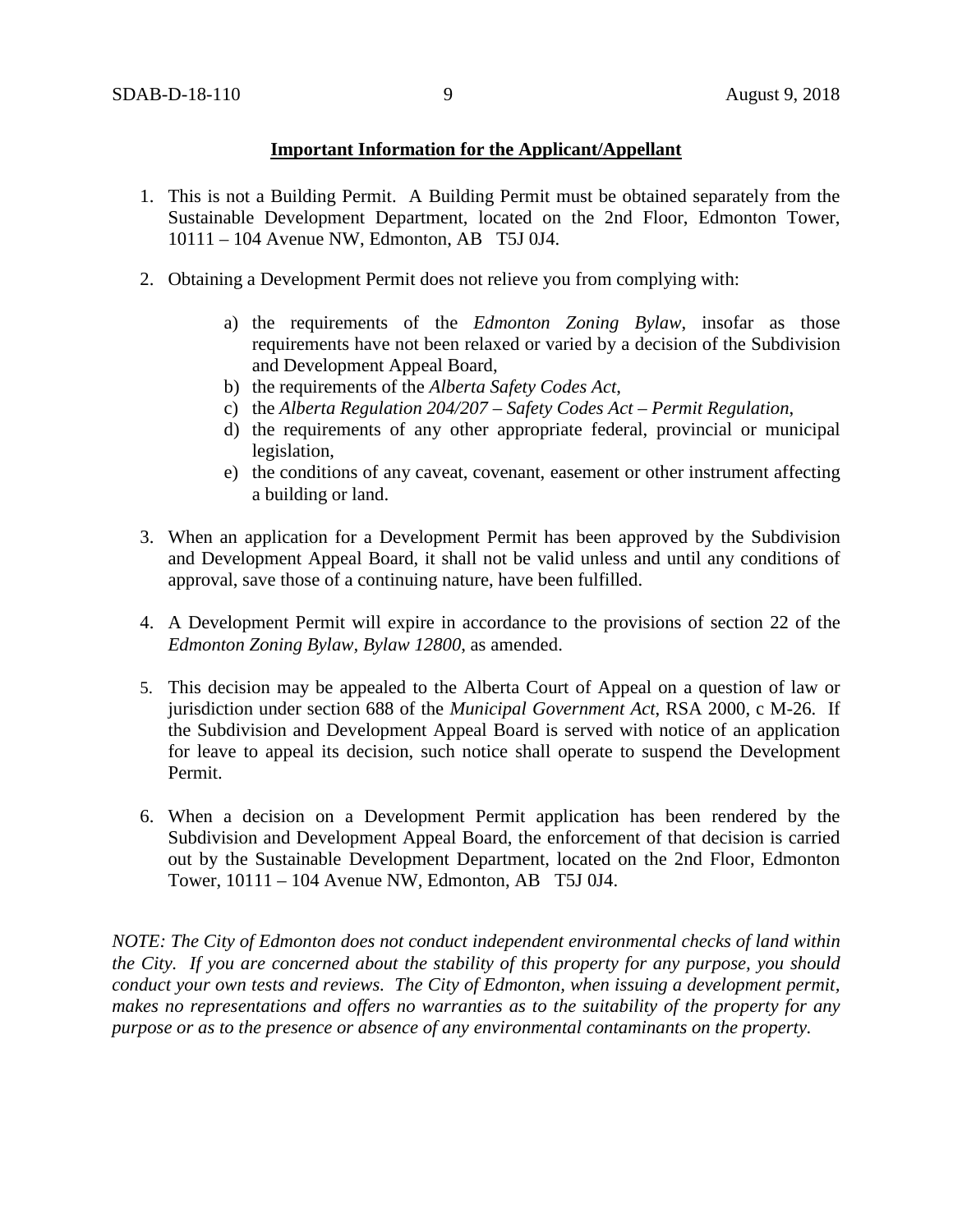**Important Information for the Applicant/Appellant**

1. This is not a Building Permit. A Building Permit must be obtained separately from the Sustainable Development Department, located on the 2nd Floor, Edmonton Tower, 10111 – 104 Avenue NW, Edmonton, AB T5J 0J4.

2. Obtaining a Development Permit does not relieve you from complying with:

    a) the requirements of the *Edmonton Zoning Bylaw*, insofar as those requirements have not been relaxed or varied by a decision of the Subdivision and Development Appeal Board,
    b) the requirements of the *Alberta Safety Codes Act*,
    c) the *Alberta Regulation 204/207 – Safety Codes Act – Permit Regulation*,
    d) the requirements of any other appropriate federal, provincial or municipal legislation,
    e) the conditions of any caveat, covenant, easement or other instrument affecting a building or land.

3. When an application for a Development Permit has been approved by the Subdivision and Development Appeal Board, it shall not be valid unless and until any conditions of approval, save those of a continuing nature, have been fulfilled.

4. A Development Permit will expire in accordance to the provisions of section 22 of the *Edmonton Zoning Bylaw, Bylaw 12800*, as amended.

5. This decision may be appealed to the Alberta Court of Appeal on a question of law or jurisdiction under section 688 of the *Municipal Government Act*, RSA 2000, c M-26. If the Subdivision and Development Appeal Board is served with notice of an application for leave to appeal its decision, such notice shall operate to suspend the Development Permit.

6. When a decision on a Development Permit application has been rendered by the Subdivision and Development Appeal Board, the enforcement of that decision is carried out by the Sustainable Development Department, located on the 2nd Floor, Edmonton Tower, 10111 – 104 Avenue NW, Edmonton, AB T5J 0J4.

*NOTE: The City of Edmonton does not conduct independent environmental checks of land within the City. If you are concerned about the stability of this property for any purpose, you should conduct your own tests and reviews. The City of Edmonton, when issuing a development permit, makes no representations and offers no warranties as to the suitability of the property for any purpose or as to the presence or absence of any environmental contaminants on the property.*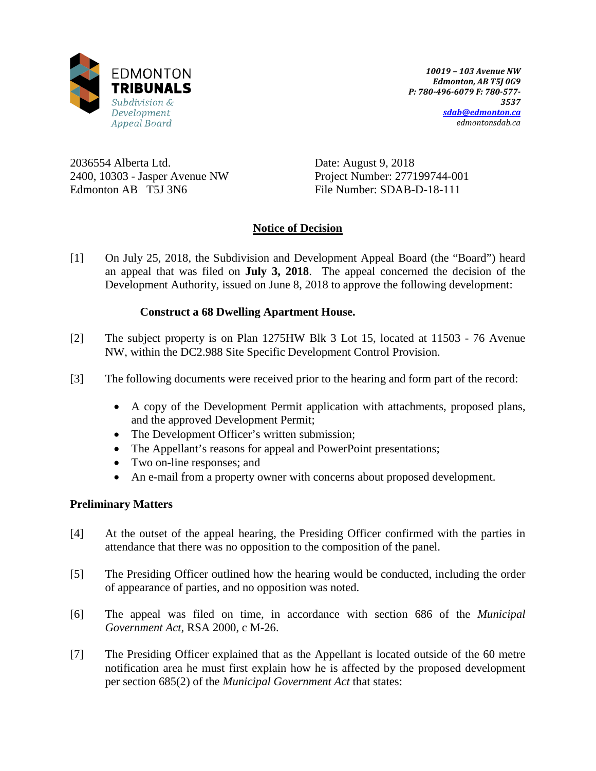**EDMONTON TRIBUNALS**
*Subdivision & Development Appeal Board*

*10019 – 103 Avenue NW*
*Edmonton, AB T5J 0G9*
*P: 780-496-6079 F: 780-577-3537*
*sdab@edmonton.ca*
*edmontonsdab.ca*

2036554 Alberta Ltd.
2400, 10303 - Jasper Avenue NW
Edmonton AB T5J 3N6

Date: August 9, 2018
Project Number: 277199744-001
File Number: SDAB-D-18-111

## Notice of Decision

[1] On July 25, 2018, the Subdivision and Development Appeal Board (the "Board") heard an appeal that was filed on **July 3, 2018**. The appeal concerned the decision of the Development Authority, issued on June 8, 2018 to approve the following development:

**Construct a 68 Dwelling Apartment House.**

[2] The subject property is on Plan 1275HW Blk 3 Lot 15, located at 11503 - 76 Avenue NW, within the DC2.988 Site Specific Development Control Provision.

[3] The following documents were received prior to the hearing and form part of the record:

- A copy of the Development Permit application with attachments, proposed plans, and the approved Development Permit;
- The Development Officer's written submission;
- The Appellant's reasons for appeal and PowerPoint presentations;
- Two on-line responses; and
- An e-mail from a property owner with concerns about proposed development.

### Preliminary Matters

[4] At the outset of the appeal hearing, the Presiding Officer confirmed with the parties in attendance that there was no opposition to the composition of the panel.

[5] The Presiding Officer outlined how the hearing would be conducted, including the order of appearance of parties, and no opposition was noted.

[6] The appeal was filed on time, in accordance with section 686 of the *Municipal Government Act*, RSA 2000, c M-26.

[7] The Presiding Officer explained that as the Appellant is located outside of the 60 metre notification area he must first explain how he is affected by the proposed development per section 685(2) of the *Municipal Government Act* that states: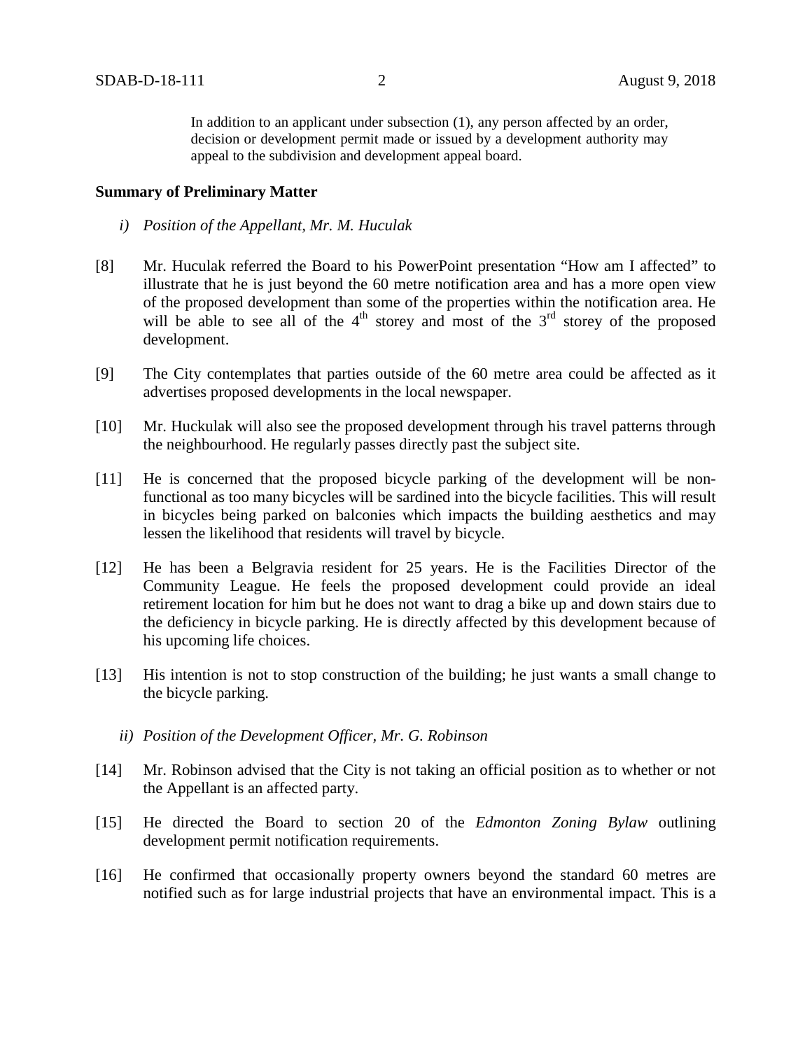In addition to an applicant under subsection (1), any person affected by an order, decision or development permit made or issued by a development authority may appeal to the subdivision and development appeal board.

**Summary of Preliminary Matter**

*i) Position of the Appellant, Mr. M. Huculak*

[8] Mr. Huculak referred the Board to his PowerPoint presentation "How am I affected" to illustrate that he is just beyond the 60 metre notification area and has a more open view of the proposed development than some of the properties within the notification area. He will be able to see all of the 4th storey and most of the 3rd storey of the proposed development.

[9] The City contemplates that parties outside of the 60 metre area could be affected as it advertises proposed developments in the local newspaper.

[10] Mr. Huckulak will also see the proposed development through his travel patterns through the neighbourhood. He regularly passes directly past the subject site.

[11] He is concerned that the proposed bicycle parking of the development will be non-functional as too many bicycles will be sardined into the bicycle facilities. This will result in bicycles being parked on balconies which impacts the building aesthetics and may lessen the likelihood that residents will travel by bicycle.

[12] He has been a Belgravia resident for 25 years. He is the Facilities Director of the Community League. He feels the proposed development could provide an ideal retirement location for him but he does not want to drag a bike up and down stairs due to the deficiency in bicycle parking. He is directly affected by this development because of his upcoming life choices.

[13] His intention is not to stop construction of the building; he just wants a small change to the bicycle parking.

*ii) Position of the Development Officer, Mr. G. Robinson*

[14] Mr. Robinson advised that the City is not taking an official position as to whether or not the Appellant is an affected party.

[15] He directed the Board to section 20 of the *Edmonton Zoning Bylaw* outlining development permit notification requirements.

[16] He confirmed that occasionally property owners beyond the standard 60 metres are notified such as for large industrial projects that have an environmental impact. This is a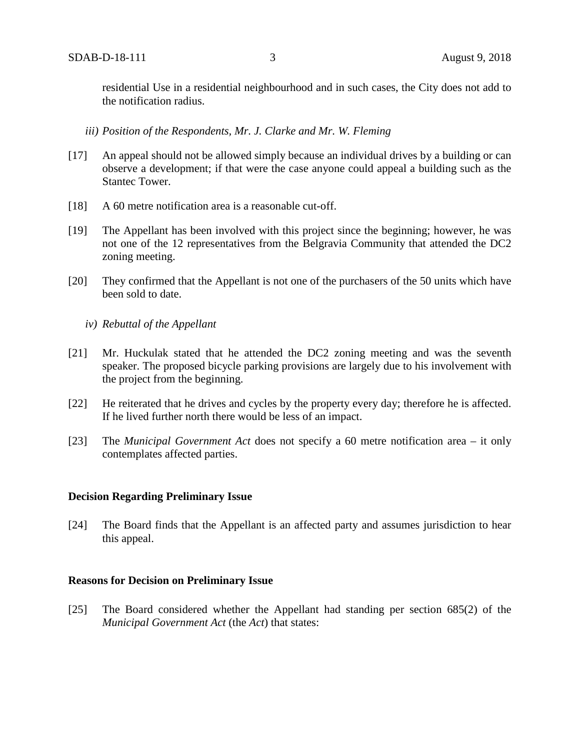residential Use in a residential neighbourhood and in such cases, the City does not add to the notification radius.

*iii) Position of the Respondents, Mr. J. Clarke and Mr. W. Fleming*

[17] An appeal should not be allowed simply because an individual drives by a building or can observe a development; if that were the case anyone could appeal a building such as the Stantec Tower.

[18] A 60 metre notification area is a reasonable cut-off.

[19] The Appellant has been involved with this project since the beginning; however, he was not one of the 12 representatives from the Belgravia Community that attended the DC2 zoning meeting.

[20] They confirmed that the Appellant is not one of the purchasers of the 50 units which have been sold to date.

*iv) Rebuttal of the Appellant*

[21] Mr. Huckulak stated that he attended the DC2 zoning meeting and was the seventh speaker. The proposed bicycle parking provisions are largely due to his involvement with the project from the beginning.

[22] He reiterated that he drives and cycles by the property every day; therefore he is affected. If he lived further north there would be less of an impact.

[23] The *Municipal Government Act* does not specify a 60 metre notification area – it only contemplates affected parties.

**Decision Regarding Preliminary Issue**

[24] The Board finds that the Appellant is an affected party and assumes jurisdiction to hear this appeal.

**Reasons for Decision on Preliminary Issue**

[25] The Board considered whether the Appellant had standing per section 685(2) of the *Municipal Government Act* (the *Act*) that states: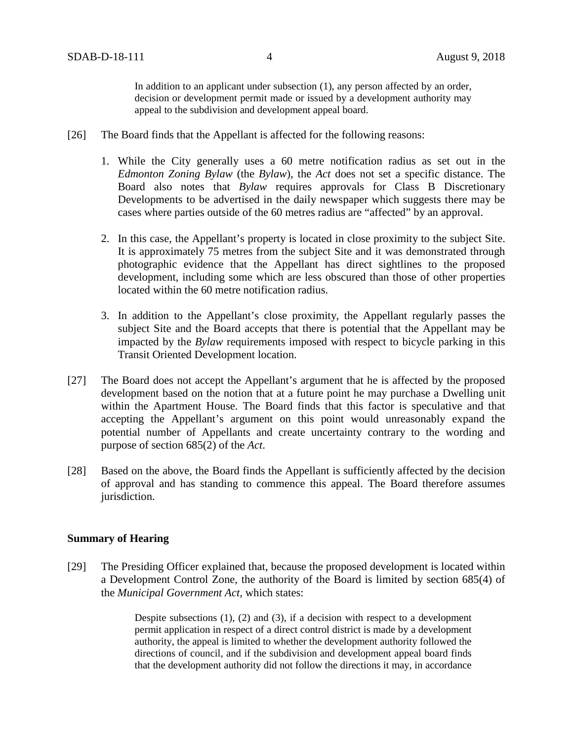> In addition to an applicant under subsection (1), any person affected by an order, decision or development permit made or issued by a development authority may appeal to the subdivision and development appeal board.

[26] The Board finds that the Appellant is affected for the following reasons:

1. While the City generally uses a 60 metre notification radius as set out in the *Edmonton Zoning Bylaw* (the *Bylaw*), the *Act* does not set a specific distance. The Board also notes that *Bylaw* requires approvals for Class B Discretionary Developments to be advertised in the daily newspaper which suggests there may be cases where parties outside of the 60 metres radius are "affected" by an approval.

2. In this case, the Appellant's property is located in close proximity to the subject Site. It is approximately 75 metres from the subject Site and it was demonstrated through photographic evidence that the Appellant has direct sightlines to the proposed development, including some which are less obscured than those of other properties located within the 60 metre notification radius.

3. In addition to the Appellant's close proximity, the Appellant regularly passes the subject Site and the Board accepts that there is potential that the Appellant may be impacted by the *Bylaw* requirements imposed with respect to bicycle parking in this Transit Oriented Development location.

[27] The Board does not accept the Appellant's argument that he is affected by the proposed development based on the notion that at a future point he may purchase a Dwelling unit within the Apartment House. The Board finds that this factor is speculative and that accepting the Appellant's argument on this point would unreasonably expand the potential number of Appellants and create uncertainty contrary to the wording and purpose of section 685(2) of the *Act*.

[28] Based on the above, the Board finds the Appellant is sufficiently affected by the decision of approval and has standing to commence this appeal. The Board therefore assumes jurisdiction.

**Summary of Hearing**

[29] The Presiding Officer explained that, because the proposed development is located within a Development Control Zone, the authority of the Board is limited by section 685(4) of the *Municipal Government Act*, which states:

> Despite subsections (1), (2) and (3), if a decision with respect to a development permit application in respect of a direct control district is made by a development authority, the appeal is limited to whether the development authority followed the directions of council, and if the subdivision and development appeal board finds that the development authority did not follow the directions it may, in accordance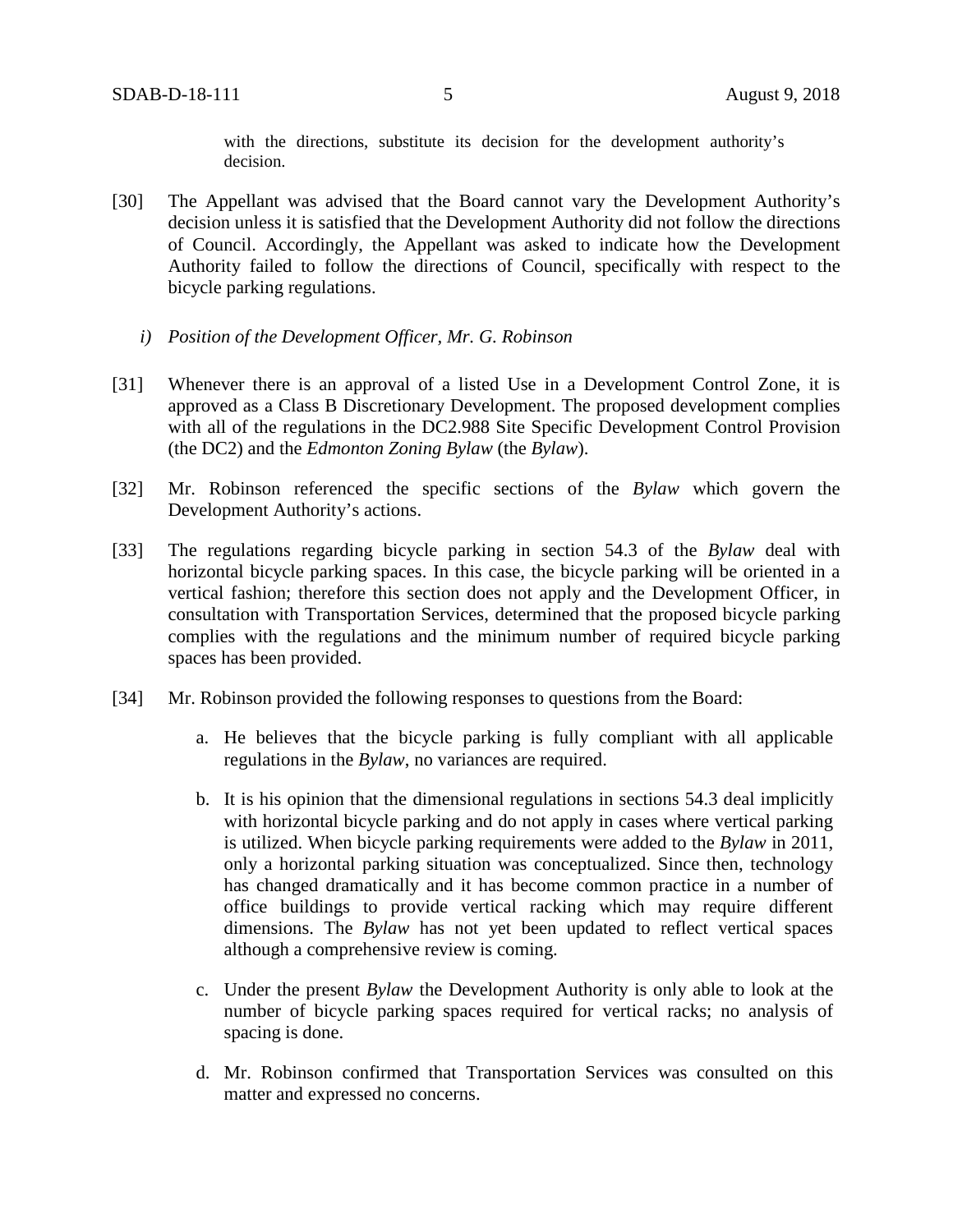with the directions, substitute its decision for the development authority's decision.

[30] The Appellant was advised that the Board cannot vary the Development Authority's decision unless it is satisfied that the Development Authority did not follow the directions of Council. Accordingly, the Appellant was asked to indicate how the Development Authority failed to follow the directions of Council, specifically with respect to the bicycle parking regulations.

*i) Position of the Development Officer, Mr. G. Robinson*

[31] Whenever there is an approval of a listed Use in a Development Control Zone, it is approved as a Class B Discretionary Development. The proposed development complies with all of the regulations in the DC2.988 Site Specific Development Control Provision (the DC2) and the *Edmonton Zoning Bylaw* (the *Bylaw*).

[32] Mr. Robinson referenced the specific sections of the *Bylaw* which govern the Development Authority's actions.

[33] The regulations regarding bicycle parking in section 54.3 of the *Bylaw* deal with horizontal bicycle parking spaces. In this case, the bicycle parking will be oriented in a vertical fashion; therefore this section does not apply and the Development Officer, in consultation with Transportation Services, determined that the proposed bicycle parking complies with the regulations and the minimum number of required bicycle parking spaces has been provided.

[34] Mr. Robinson provided the following responses to questions from the Board:

a. He believes that the bicycle parking is fully compliant with all applicable regulations in the *Bylaw*, no variances are required.

b. It is his opinion that the dimensional regulations in sections 54.3 deal implicitly with horizontal bicycle parking and do not apply in cases where vertical parking is utilized. When bicycle parking requirements were added to the *Bylaw* in 2011, only a horizontal parking situation was conceptualized. Since then, technology has changed dramatically and it has become common practice in a number of office buildings to provide vertical racking which may require different dimensions. The *Bylaw* has not yet been updated to reflect vertical spaces although a comprehensive review is coming.

c. Under the present *Bylaw* the Development Authority is only able to look at the number of bicycle parking spaces required for vertical racks; no analysis of spacing is done.

d. Mr. Robinson confirmed that Transportation Services was consulted on this matter and expressed no concerns.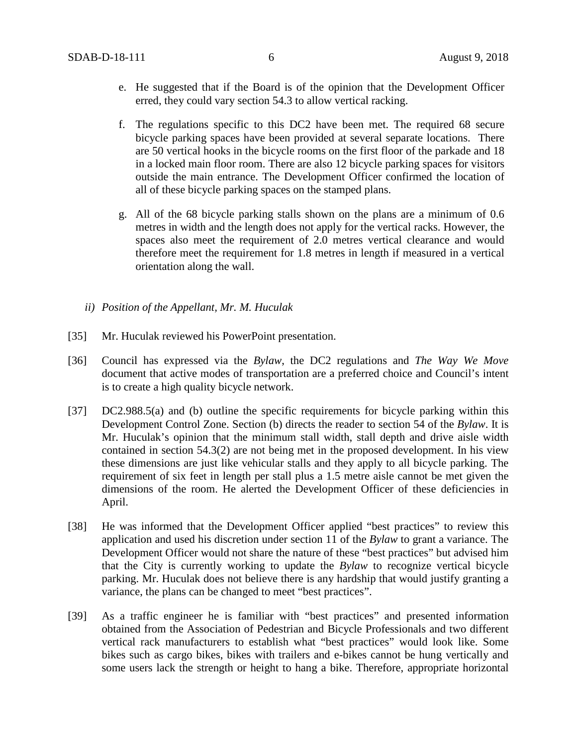e. He suggested that if the Board is of the opinion that the Development Officer erred, they could vary section 54.3 to allow vertical racking.

f. The regulations specific to this DC2 have been met. The required 68 secure bicycle parking spaces have been provided at several separate locations. There are 50 vertical hooks in the bicycle rooms on the first floor of the parkade and 18 in a locked main floor room. There are also 12 bicycle parking spaces for visitors outside the main entrance. The Development Officer confirmed the location of all of these bicycle parking spaces on the stamped plans.

g. All of the 68 bicycle parking stalls shown on the plans are a minimum of 0.6 metres in width and the length does not apply for the vertical racks. However, the spaces also meet the requirement of 2.0 metres vertical clearance and would therefore meet the requirement for 1.8 metres in length if measured in a vertical orientation along the wall.

*ii) Position of the Appellant, Mr. M. Huculak*

[35] Mr. Huculak reviewed his PowerPoint presentation.

[36] Council has expressed via the *Bylaw*, the DC2 regulations and *The Way We Move* document that active modes of transportation are a preferred choice and Council's intent is to create a high quality bicycle network.

[37] DC2.988.5(a) and (b) outline the specific requirements for bicycle parking within this Development Control Zone. Section (b) directs the reader to section 54 of the *Bylaw*. It is Mr. Huculak's opinion that the minimum stall width, stall depth and drive aisle width contained in section 54.3(2) are not being met in the proposed development. In his view these dimensions are just like vehicular stalls and they apply to all bicycle parking. The requirement of six feet in length per stall plus a 1.5 metre aisle cannot be met given the dimensions of the room. He alerted the Development Officer of these deficiencies in April.

[38] He was informed that the Development Officer applied "best practices" to review this application and used his discretion under section 11 of the *Bylaw* to grant a variance. The Development Officer would not share the nature of these "best practices" but advised him that the City is currently working to update the *Bylaw* to recognize vertical bicycle parking. Mr. Huculak does not believe there is any hardship that would justify granting a variance, the plans can be changed to meet "best practices".

[39] As a traffic engineer he is familiar with "best practices" and presented information obtained from the Association of Pedestrian and Bicycle Professionals and two different vertical rack manufacturers to establish what "best practices" would look like. Some bikes such as cargo bikes, bikes with trailers and e-bikes cannot be hung vertically and some users lack the strength or height to hang a bike. Therefore, appropriate horizontal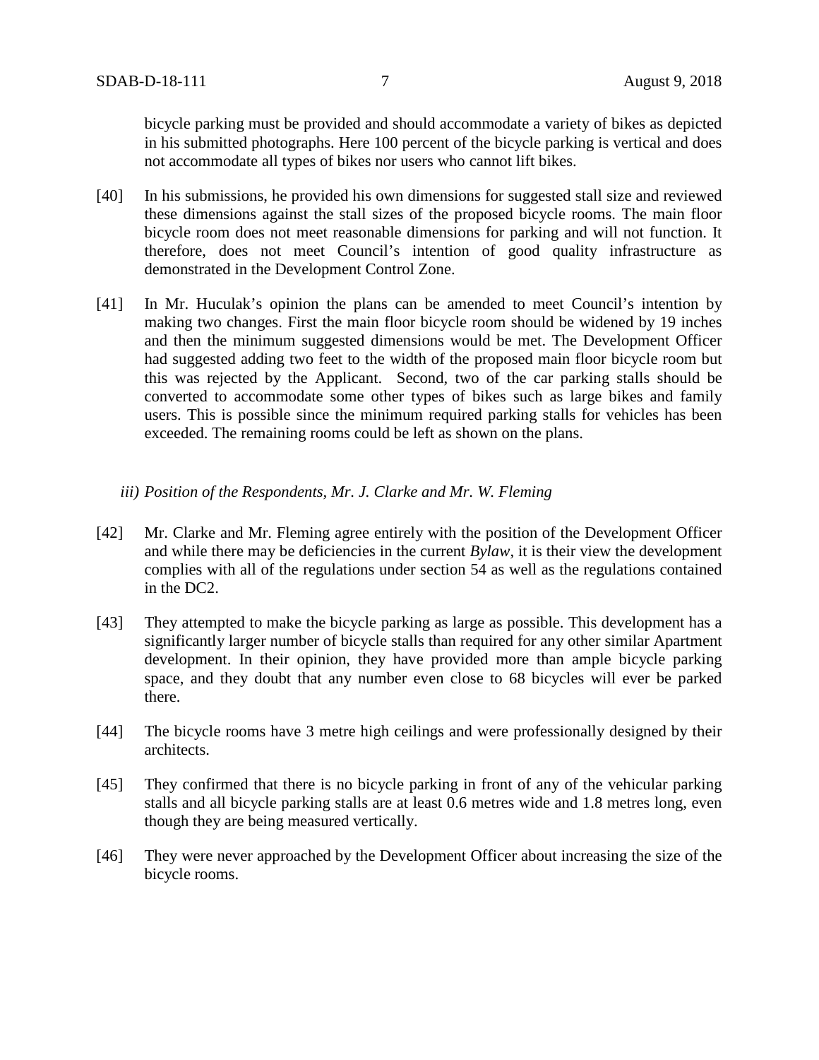bicycle parking must be provided and should accommodate a variety of bikes as depicted in his submitted photographs. Here 100 percent of the bicycle parking is vertical and does not accommodate all types of bikes nor users who cannot lift bikes.

[40] In his submissions, he provided his own dimensions for suggested stall size and reviewed these dimensions against the stall sizes of the proposed bicycle rooms. The main floor bicycle room does not meet reasonable dimensions for parking and will not function. It therefore, does not meet Council's intention of good quality infrastructure as demonstrated in the Development Control Zone.

[41] In Mr. Huculak's opinion the plans can be amended to meet Council's intention by making two changes. First the main floor bicycle room should be widened by 19 inches and then the minimum suggested dimensions would be met. The Development Officer had suggested adding two feet to the width of the proposed main floor bicycle room but this was rejected by the Applicant. Second, two of the car parking stalls should be converted to accommodate some other types of bikes such as large bikes and family users. This is possible since the minimum required parking stalls for vehicles has been exceeded. The remaining rooms could be left as shown on the plans.

*iii) Position of the Respondents, Mr. J. Clarke and Mr. W. Fleming*

[42] Mr. Clarke and Mr. Fleming agree entirely with the position of the Development Officer and while there may be deficiencies in the current *Bylaw*, it is their view the development complies with all of the regulations under section 54 as well as the regulations contained in the DC2.

[43] They attempted to make the bicycle parking as large as possible. This development has a significantly larger number of bicycle stalls than required for any other similar Apartment development. In their opinion, they have provided more than ample bicycle parking space, and they doubt that any number even close to 68 bicycles will ever be parked there.

[44] The bicycle rooms have 3 metre high ceilings and were professionally designed by their architects.

[45] They confirmed that there is no bicycle parking in front of any of the vehicular parking stalls and all bicycle parking stalls are at least 0.6 metres wide and 1.8 metres long, even though they are being measured vertically.

[46] They were never approached by the Development Officer about increasing the size of the bicycle rooms.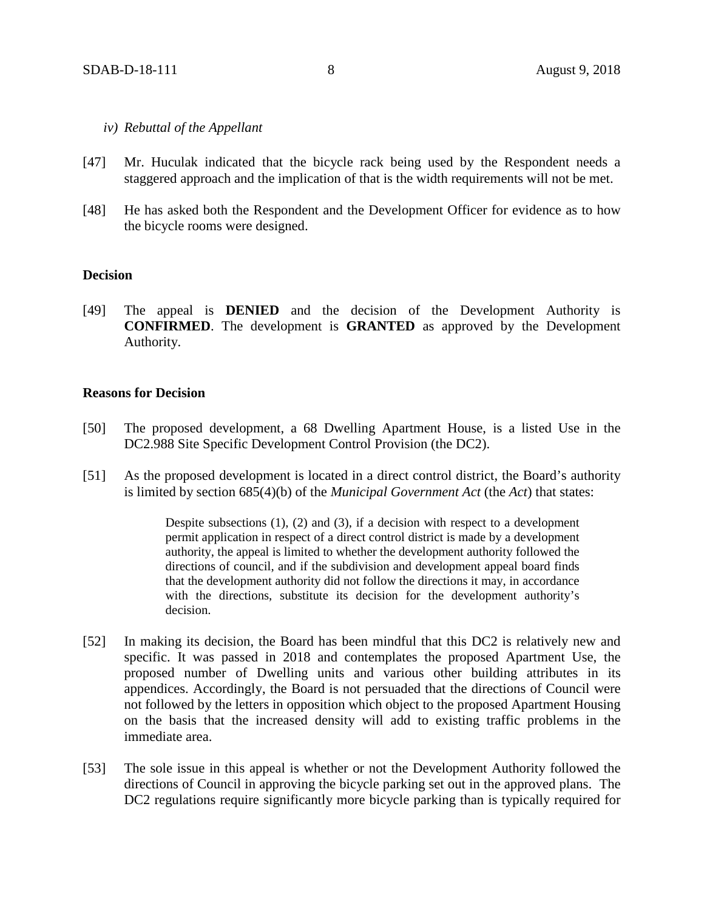*iv) Rebuttal of the Appellant*

[47] Mr. Huculak indicated that the bicycle rack being used by the Respondent needs a staggered approach and the implication of that is the width requirements will not be met.

[48] He has asked both the Respondent and the Development Officer for evidence as to how the bicycle rooms were designed.

**Decision**

[49] The appeal is **DENIED** and the decision of the Development Authority is **CONFIRMED**. The development is **GRANTED** as approved by the Development Authority.

**Reasons for Decision**

[50] The proposed development, a 68 Dwelling Apartment House, is a listed Use in the DC2.988 Site Specific Development Control Provision (the DC2).

[51] As the proposed development is located in a direct control district, the Board's authority is limited by section 685(4)(b) of the *Municipal Government Act* (the *Act*) that states:

> Despite subsections (1), (2) and (3), if a decision with respect to a development permit application in respect of a direct control district is made by a development authority, the appeal is limited to whether the development authority followed the directions of council, and if the subdivision and development appeal board finds that the development authority did not follow the directions it may, in accordance with the directions, substitute its decision for the development authority's decision.

[52] In making its decision, the Board has been mindful that this DC2 is relatively new and specific. It was passed in 2018 and contemplates the proposed Apartment Use, the proposed number of Dwelling units and various other building attributes in its appendices. Accordingly, the Board is not persuaded that the directions of Council were not followed by the letters in opposition which object to the proposed Apartment Housing on the basis that the increased density will add to existing traffic problems in the immediate area.

[53] The sole issue in this appeal is whether or not the Development Authority followed the directions of Council in approving the bicycle parking set out in the approved plans. The DC2 regulations require significantly more bicycle parking than is typically required for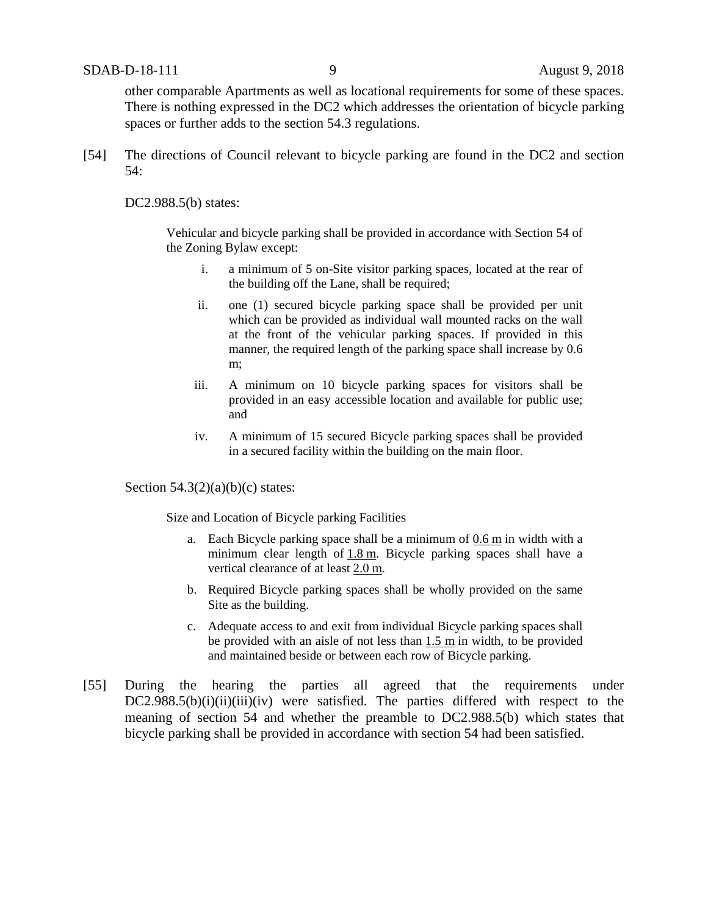other comparable Apartments as well as locational requirements for some of these spaces. There is nothing expressed in the DC2 which addresses the orientation of bicycle parking spaces or further adds to the section 54.3 regulations.

[54] The directions of Council relevant to bicycle parking are found in the DC2 and section 54:

DC2.988.5(b) states:

> Vehicular and bicycle parking shall be provided in accordance with Section 54 of the Zoning Bylaw except:
>
> i. a minimum of 5 on-Site visitor parking spaces, located at the rear of the building off the Lane, shall be required;
>
> ii. one (1) secured bicycle parking space shall be provided per unit which can be provided as individual wall mounted racks on the wall at the front of the vehicular parking spaces. If provided in this manner, the required length of the parking space shall increase by 0.6 m;
>
> iii. A minimum on 10 bicycle parking spaces for visitors shall be provided in an easy accessible location and available for public use; and
>
> iv. A minimum of 15 secured Bicycle parking spaces shall be provided in a secured facility within the building on the main floor.

Section 54.3(2)(a)(b)(c) states:

> Size and Location of Bicycle parking Facilities
>
> a. Each Bicycle parking space shall be a minimum of 0.6 m in width with a minimum clear length of 1.8 m. Bicycle parking spaces shall have a vertical clearance of at least 2.0 m.
>
> b. Required Bicycle parking spaces shall be wholly provided on the same Site as the building.
>
> c. Adequate access to and exit from individual Bicycle parking spaces shall be provided with an aisle of not less than 1.5 m in width, to be provided and maintained beside or between each row of Bicycle parking.

[55] During the hearing the parties all agreed that the requirements under DC2.988.5(b)(i)(ii)(iii)(iv) were satisfied. The parties differed with respect to the meaning of section 54 and whether the preamble to DC2.988.5(b) which states that bicycle parking shall be provided in accordance with section 54 had been satisfied.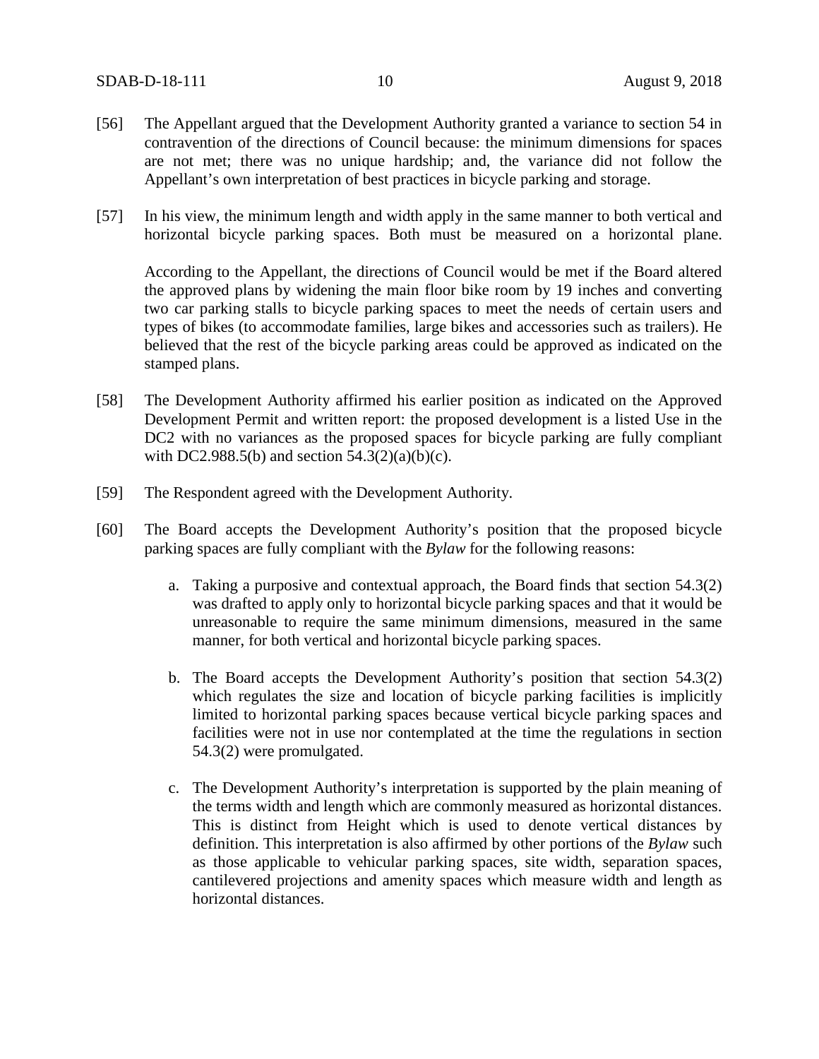[56] The Appellant argued that the Development Authority granted a variance to section 54 in contravention of the directions of Council because: the minimum dimensions for spaces are not met; there was no unique hardship; and, the variance did not follow the Appellant's own interpretation of best practices in bicycle parking and storage.

[57] In his view, the minimum length and width apply in the same manner to both vertical and horizontal bicycle parking spaces. Both must be measured on a horizontal plane.

According to the Appellant, the directions of Council would be met if the Board altered the approved plans by widening the main floor bike room by 19 inches and converting two car parking stalls to bicycle parking spaces to meet the needs of certain users and types of bikes (to accommodate families, large bikes and accessories such as trailers). He believed that the rest of the bicycle parking areas could be approved as indicated on the stamped plans.

[58] The Development Authority affirmed his earlier position as indicated on the Approved Development Permit and written report: the proposed development is a listed Use in the DC2 with no variances as the proposed spaces for bicycle parking are fully compliant with DC2.988.5(b) and section 54.3(2)(a)(b)(c).

[59] The Respondent agreed with the Development Authority.

[60] The Board accepts the Development Authority's position that the proposed bicycle parking spaces are fully compliant with the *Bylaw* for the following reasons:

a. Taking a purposive and contextual approach, the Board finds that section 54.3(2) was drafted to apply only to horizontal bicycle parking spaces and that it would be unreasonable to require the same minimum dimensions, measured in the same manner, for both vertical and horizontal bicycle parking spaces.

b. The Board accepts the Development Authority's position that section 54.3(2) which regulates the size and location of bicycle parking facilities is implicitly limited to horizontal parking spaces because vertical bicycle parking spaces and facilities were not in use nor contemplated at the time the regulations in section 54.3(2) were promulgated.

c. The Development Authority's interpretation is supported by the plain meaning of the terms width and length which are commonly measured as horizontal distances. This is distinct from Height which is used to denote vertical distances by definition. This interpretation is also affirmed by other portions of the *Bylaw* such as those applicable to vehicular parking spaces, site width, separation spaces, cantilevered projections and amenity spaces which measure width and length as horizontal distances.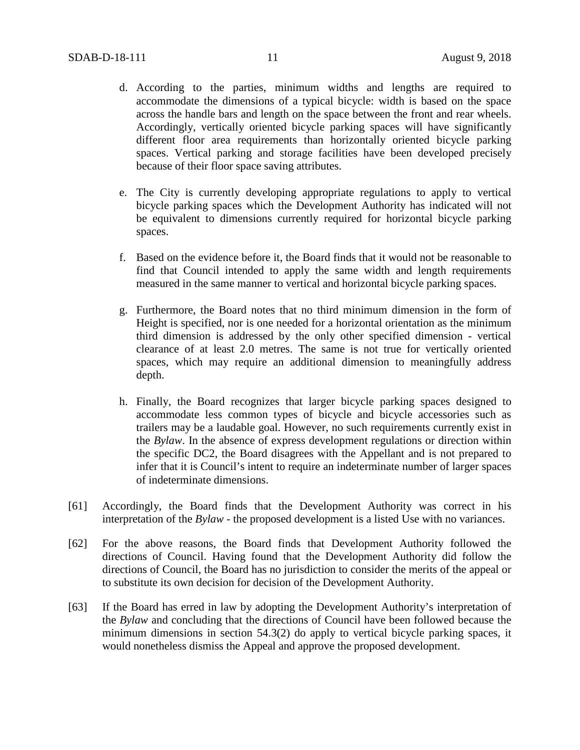d. According to the parties, minimum widths and lengths are required to accommodate the dimensions of a typical bicycle: width is based on the space across the handle bars and length on the space between the front and rear wheels. Accordingly, vertically oriented bicycle parking spaces will have significantly different floor area requirements than horizontally oriented bicycle parking spaces. Vertical parking and storage facilities have been developed precisely because of their floor space saving attributes.

e. The City is currently developing appropriate regulations to apply to vertical bicycle parking spaces which the Development Authority has indicated will not be equivalent to dimensions currently required for horizontal bicycle parking spaces.

f. Based on the evidence before it, the Board finds that it would not be reasonable to find that Council intended to apply the same width and length requirements measured in the same manner to vertical and horizontal bicycle parking spaces.

g. Furthermore, the Board notes that no third minimum dimension in the form of Height is specified, nor is one needed for a horizontal orientation as the minimum third dimension is addressed by the only other specified dimension - vertical clearance of at least 2.0 metres. The same is not true for vertically oriented spaces, which may require an additional dimension to meaningfully address depth.

h. Finally, the Board recognizes that larger bicycle parking spaces designed to accommodate less common types of bicycle and bicycle accessories such as trailers may be a laudable goal. However, no such requirements currently exist in the *Bylaw*. In the absence of express development regulations or direction within the specific DC2, the Board disagrees with the Appellant and is not prepared to infer that it is Council's intent to require an indeterminate number of larger spaces of indeterminate dimensions.

[61] Accordingly, the Board finds that the Development Authority was correct in his interpretation of the *Bylaw* - the proposed development is a listed Use with no variances.

[62] For the above reasons, the Board finds that Development Authority followed the directions of Council. Having found that the Development Authority did follow the directions of Council, the Board has no jurisdiction to consider the merits of the appeal or to substitute its own decision for decision of the Development Authority.

[63] If the Board has erred in law by adopting the Development Authority's interpretation of the *Bylaw* and concluding that the directions of Council have been followed because the minimum dimensions in section 54.3(2) do apply to vertical bicycle parking spaces, it would nonetheless dismiss the Appeal and approve the proposed development.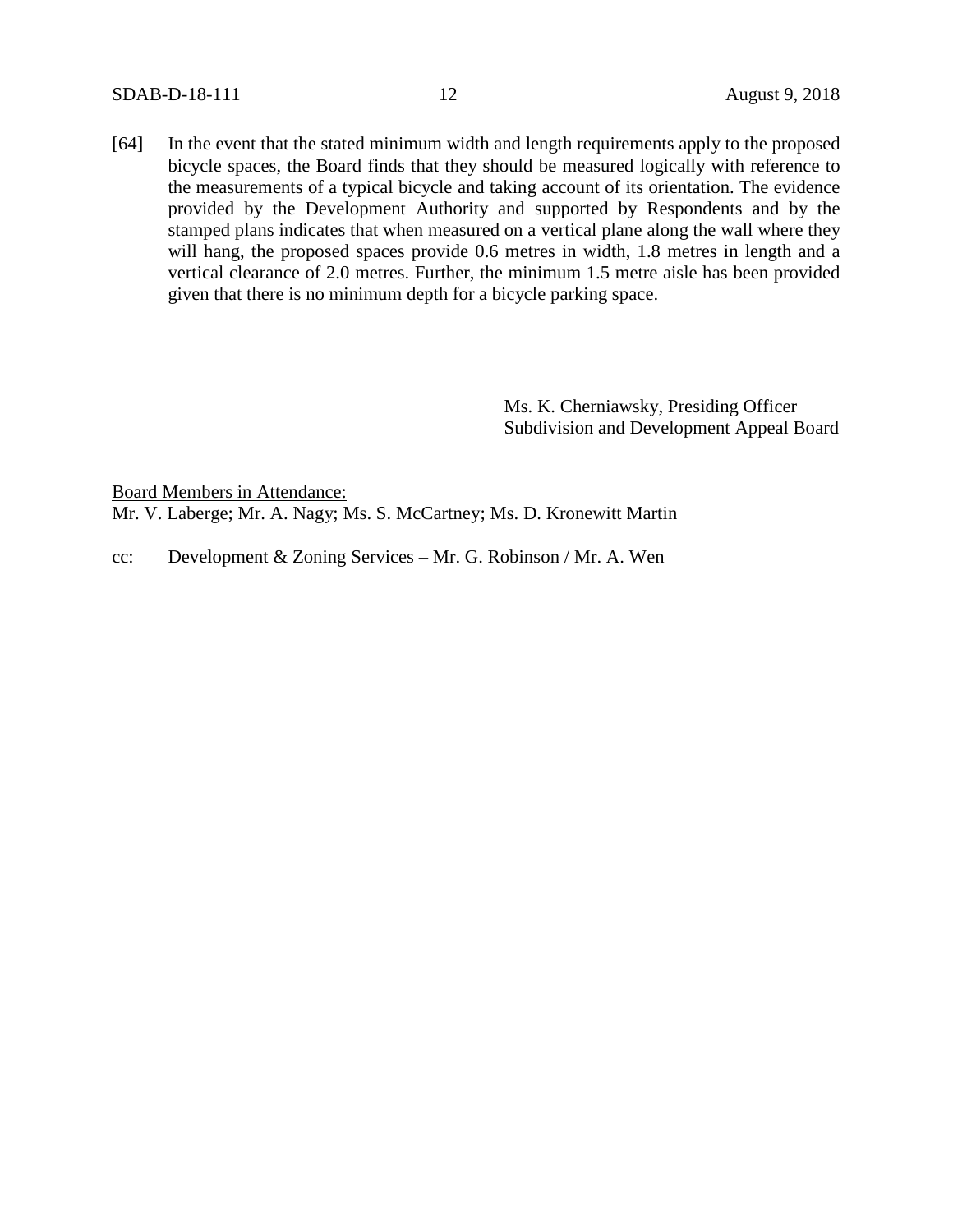[64] In the event that the stated minimum width and length requirements apply to the proposed bicycle spaces, the Board finds that they should be measured logically with reference to the measurements of a typical bicycle and taking account of its orientation. The evidence provided by the Development Authority and supported by Respondents and by the stamped plans indicates that when measured on a vertical plane along the wall where they will hang, the proposed spaces provide 0.6 metres in width, 1.8 metres in length and a vertical clearance of 2.0 metres. Further, the minimum 1.5 metre aisle has been provided given that there is no minimum depth for a bicycle parking space.

Ms. K. Cherniawsky, Presiding Officer
Subdivision and Development Appeal Board

Board Members in Attendance:
Mr. V. Laberge; Mr. A. Nagy; Ms. S. McCartney; Ms. D. Kronewitt Martin

cc: Development & Zoning Services – Mr. G. Robinson / Mr. A. Wen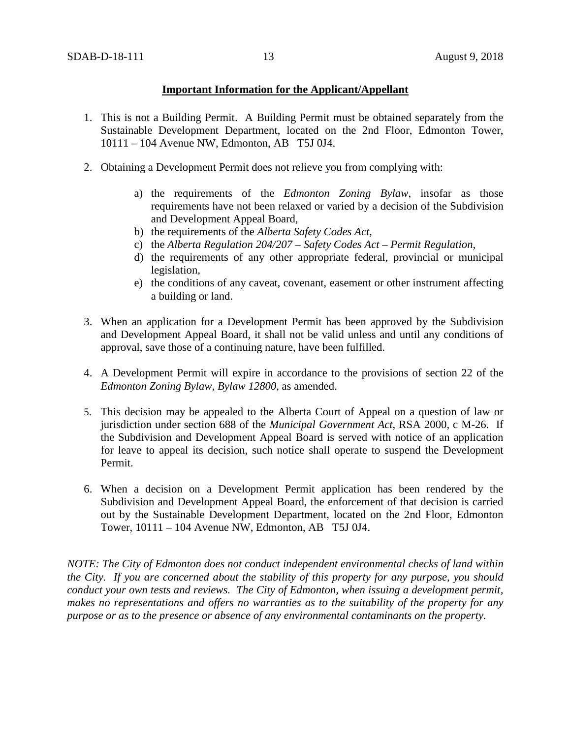**Important Information for the Applicant/Appellant**

1. This is not a Building Permit. A Building Permit must be obtained separately from the Sustainable Development Department, located on the 2nd Floor, Edmonton Tower, 10111 – 104 Avenue NW, Edmonton, AB T5J 0J4.

2. Obtaining a Development Permit does not relieve you from complying with:

    a) the requirements of the *Edmonton Zoning Bylaw*, insofar as those requirements have not been relaxed or varied by a decision of the Subdivision and Development Appeal Board,
    b) the requirements of the *Alberta Safety Codes Act*,
    c) the *Alberta Regulation 204/207 – Safety Codes Act – Permit Regulation*,
    d) the requirements of any other appropriate federal, provincial or municipal legislation,
    e) the conditions of any caveat, covenant, easement or other instrument affecting a building or land.

3. When an application for a Development Permit has been approved by the Subdivision and Development Appeal Board, it shall not be valid unless and until any conditions of approval, save those of a continuing nature, have been fulfilled.

4. A Development Permit will expire in accordance to the provisions of section 22 of the *Edmonton Zoning Bylaw, Bylaw 12800*, as amended.

5. This decision may be appealed to the Alberta Court of Appeal on a question of law or jurisdiction under section 688 of the *Municipal Government Act*, RSA 2000, c M-26. If the Subdivision and Development Appeal Board is served with notice of an application for leave to appeal its decision, such notice shall operate to suspend the Development Permit.

6. When a decision on a Development Permit application has been rendered by the Subdivision and Development Appeal Board, the enforcement of that decision is carried out by the Sustainable Development Department, located on the 2nd Floor, Edmonton Tower, 10111 – 104 Avenue NW, Edmonton, AB T5J 0J4.

*NOTE: The City of Edmonton does not conduct independent environmental checks of land within the City. If you are concerned about the stability of this property for any purpose, you should conduct your own tests and reviews. The City of Edmonton, when issuing a development permit, makes no representations and offers no warranties as to the suitability of the property for any purpose or as to the presence or absence of any environmental contaminants on the property.*